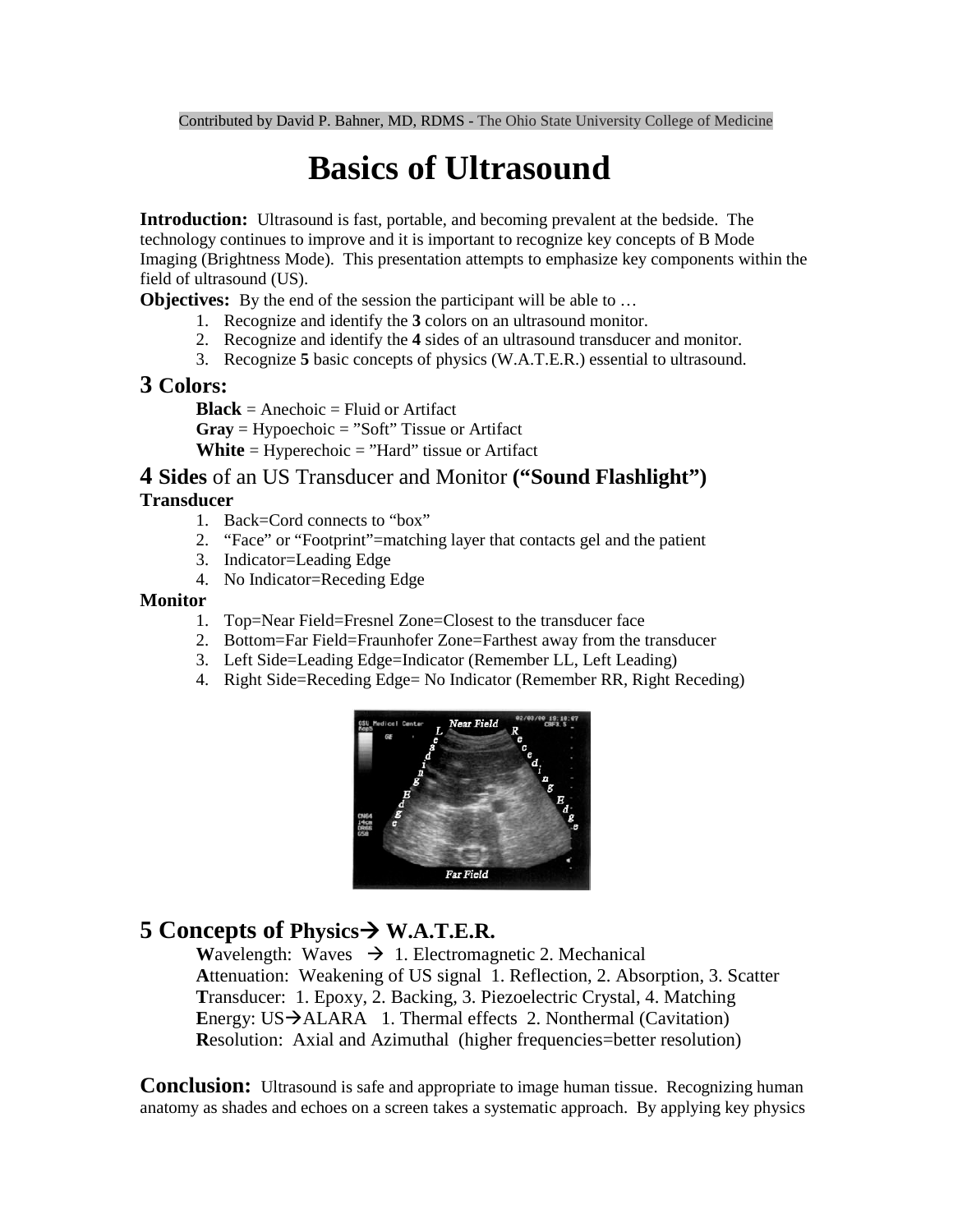Contributed by David P. Bahner, MD, RDMS - The Ohio State University College of Medicine

# Basics of Ultrasound

**Introduction:** Ultrasound is fast, portable, and becoming prevalent at the bedside. The technology continues to improve and it is important to recognize key concepts of B Mode Imaging (Brightness Mode). This presentation attempts to emphasize key components within the field of ultrasound (US).

**Objectives:** By the end of the session the participant will be able to …

1. Recognize and identify the **3** colors on an ultrasound monitor.
2. Recognize and identify the **4** sides of an ultrasound transducer and monitor.
3. Recognize **5** basic concepts of physics (W.A.T.E.R.) essential to ultrasound.

## 3 Colors:

**Black** = Anechoic = Fluid or Artifact
**Gray** = Hypoechoic = "Soft" Tissue or Artifact
**White** = Hyperechoic = "Hard" tissue or Artifact

## 4 Sides of an US Transducer and Monitor ("Sound Flashlight")

**Transducer**

1. Back=Cord connects to "box"
2. "Face" or "Footprint"=matching layer that contacts gel and the patient
3. Indicator=Leading Edge
4. No Indicator=Receding Edge

**Monitor**

1. Top=Near Field=Fresnel Zone=Closest to the transducer face
2. Bottom=Far Field=Fraunhofer Zone=Farthest away from the transducer
3. Left Side=Leading Edge=Indicator (Remember LL, Left Leading)
4. Right Side=Receding Edge= No Indicator (Remember RR, Right Receding)

## 5 Concepts of Physics → W.A.T.E.R.

**W**avelength: Waves → 1. Electromagnetic 2. Mechanical
**A**ttenuation: Weakening of US signal 1. Reflection, 2. Absorption, 3. Scatter
**T**ransducer: 1. Epoxy, 2. Backing, 3. Piezoelectric Crystal, 4. Matching
**E**nergy: US→ALARA 1. Thermal effects 2. Nonthermal (Cavitation)
**R**esolution: Axial and Azimuthal (higher frequencies=better resolution)

**Conclusion:** Ultrasound is safe and appropriate to image human tissue. Recognizing human anatomy as shades and echoes on a screen takes a systematic approach. By applying key physics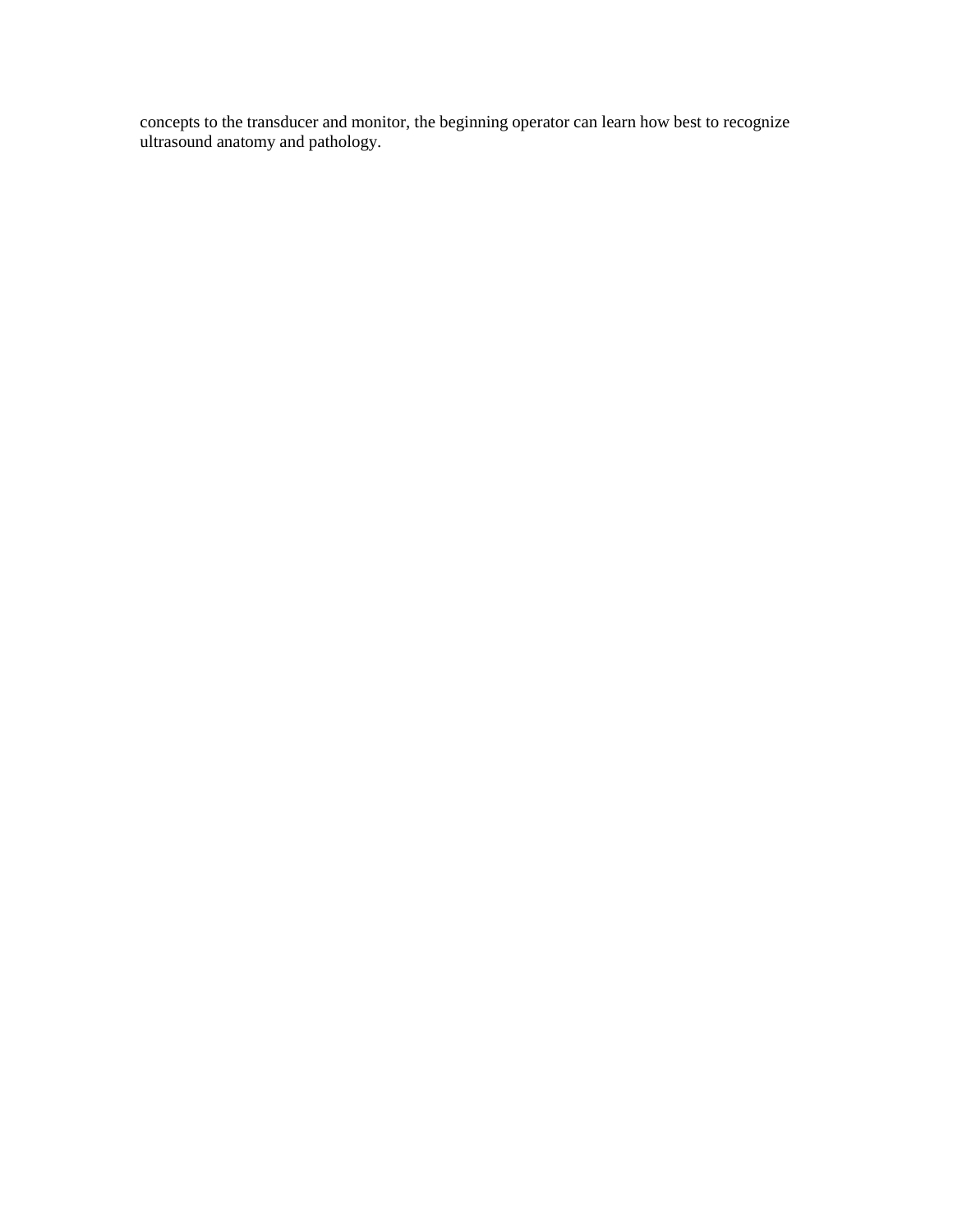concepts to the transducer and monitor, the beginning operator can learn how best to recognize ultrasound anatomy and pathology.